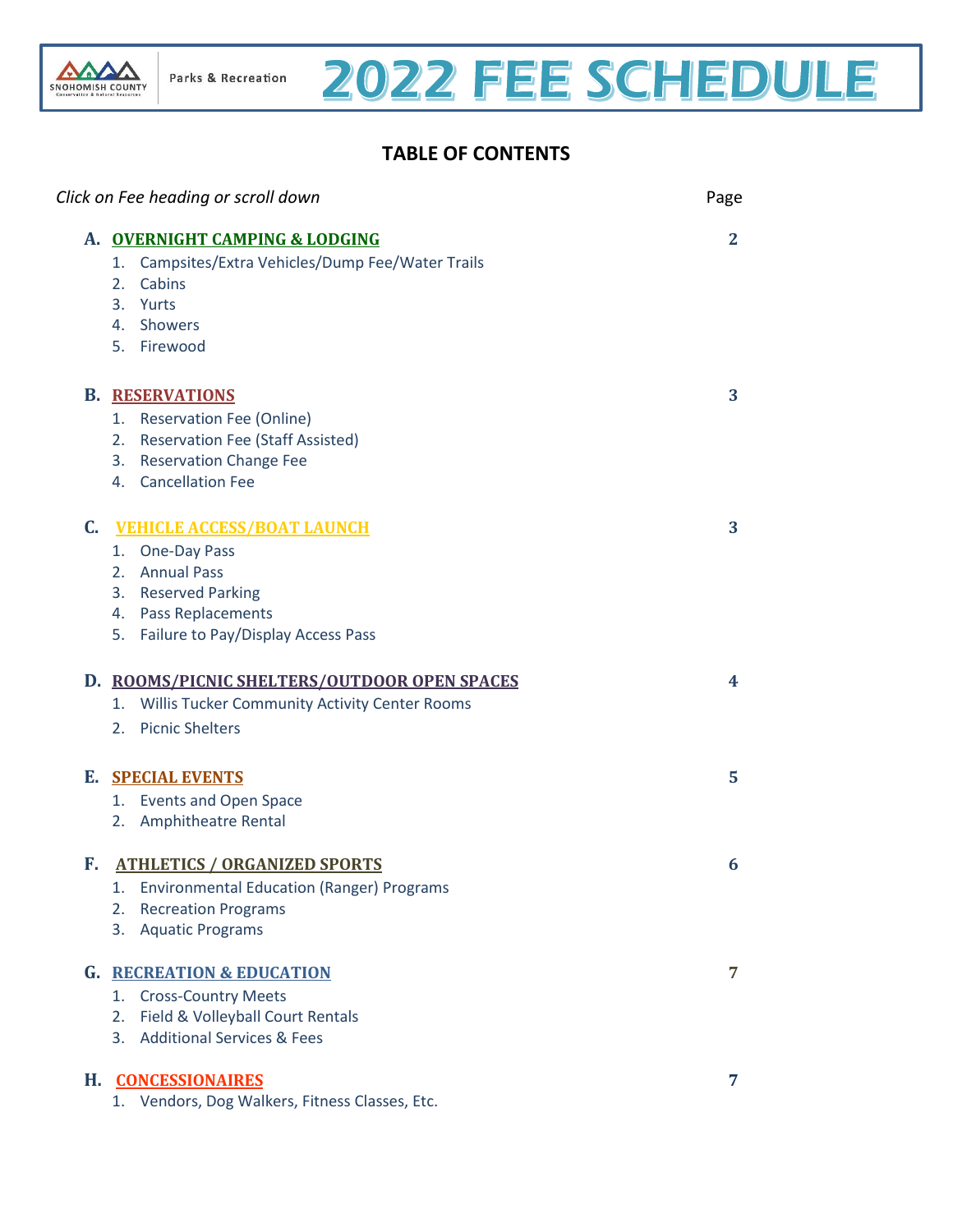Snohomish County Conservation & Natural Resources | Parks & Recreation

# 2022 FEE SCHEDULE

## TABLE OF CONTENTS

*Click on Fee heading or scroll down* — Page

**A. OVERNIGHT CAMPING & LODGING** — **2**
1. Campsites/Extra Vehicles/Dump Fee/Water Trails
2. Cabins
3. Yurts
4. Showers
5. Firewood

**B. RESERVATIONS** — **3**
1. Reservation Fee (Online)
2. Reservation Fee (Staff Assisted)
3. Reservation Change Fee
4. Cancellation Fee

**C. VEHICLE ACCESS/BOAT LAUNCH** — **3**
1. One-Day Pass
2. Annual Pass
3. Reserved Parking
4. Pass Replacements
5. Failure to Pay/Display Access Pass

**D. ROOMS/PICNIC SHELTERS/OUTDOOR OPEN SPACES** — **4**
1. Willis Tucker Community Activity Center Rooms
2. Picnic Shelters

**E. SPECIAL EVENTS** — **5**
1. Events and Open Space
2. Amphitheatre Rental

**F. ATHLETICS / ORGANIZED SPORTS** — **6**
1. Environmental Education (Ranger) Programs
2. Recreation Programs
3. Aquatic Programs

**G. RECREATION & EDUCATION** — **7**
1. Cross-Country Meets
2. Field & Volleyball Court Rentals
3. Additional Services & Fees

**H. CONCESSIONAIRES** — **7**
1. Vendors, Dog Walkers, Fitness Classes, Etc.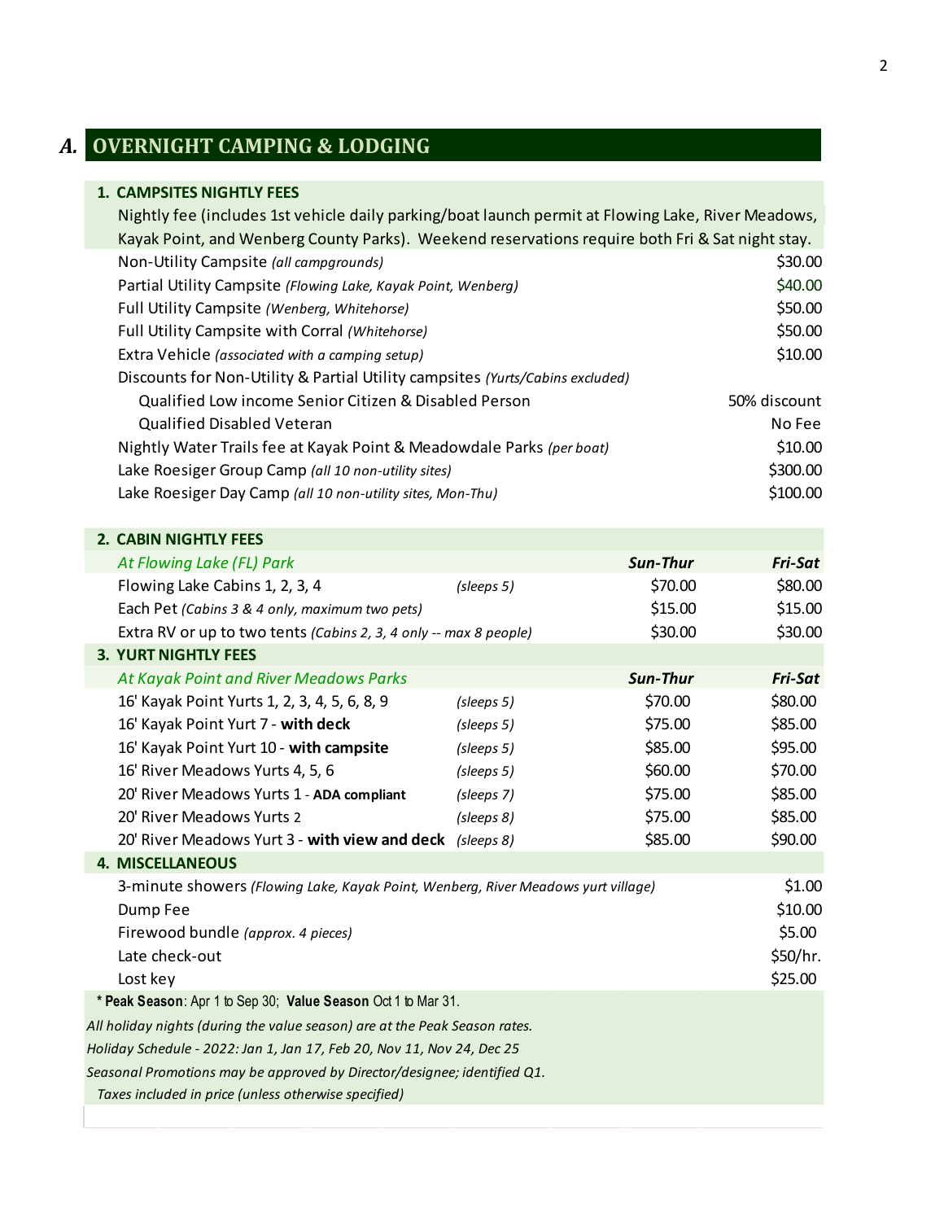## A. OVERNIGHT CAMPING & LODGING

### 1. CAMPSITES NIGHTLY FEES

Nightly fee (includes 1st vehicle daily parking/boat launch permit at Flowing Lake, River Meadows, Kayak Point, and Wenberg County Parks). Weekend reservations require both Fri & Sat night stay.

| Item | Fee |
|---|---|
| Non-Utility Campsite *(all campgrounds)* | $30.00 |
| Partial Utility Campsite *(Flowing Lake, Kayak Point, Wenberg)* | $40.00 |
| Full Utility Campsite *(Wenberg, Whitehorse)* | $50.00 |
| Full Utility Campsite with Corral *(Whitehorse)* | $50.00 |
| Extra Vehicle *(associated with a camping setup)* | $10.00 |
| Discounts for Non-Utility & Partial Utility campsites *(Yurts/Cabins excluded)* | |
| Qualified Low income Senior Citizen & Disabled Person | 50% discount |
| Qualified Disabled Veteran | No Fee |
| Nightly Water Trails fee at Kayak Point & Meadowdale Parks *(per boat)* | $10.00 |
| Lake Roesiger Group Camp *(all 10 non-utility sites)* | $300.00 |
| Lake Roesiger Day Camp *(all 10 non-utility sites, Mon-Thu)* | $100.00 |

### 2. CABIN NIGHTLY FEES

| *At Flowing Lake (FL) Park* | | ***Sun-Thur*** | ***Fri-Sat*** |
|---|---|---|---|
| Flowing Lake Cabins 1, 2, 3, 4 | *(sleeps 5)* | $70.00 | $80.00 |
| Each Pet *(Cabins 3 & 4 only, maximum two pets)* | | $15.00 | $15.00 |
| Extra RV or up to two tents *(Cabins 2, 3, 4 only -- max 8 people)* | | $30.00 | $30.00 |

### 3. YURT NIGHTLY FEES

| *At Kayak Point and River Meadows Parks* | | ***Sun-Thur*** | ***Fri-Sat*** |
|---|---|---|---|
| 16' Kayak Point Yurts 1, 2, 3, 4, 5, 6, 8, 9 | *(sleeps 5)* | $70.00 | $80.00 |
| 16' Kayak Point Yurt 7 - **with deck** | *(sleeps 5)* | $75.00 | $85.00 |
| 16' Kayak Point Yurt 10 - **with campsite** | *(sleeps 5)* | $85.00 | $95.00 |
| 16' River Meadows Yurts 4, 5, 6 | *(sleeps 5)* | $60.00 | $70.00 |
| 20' River Meadows Yurts 1 - **ADA compliant** | *(sleeps 7)* | $75.00 | $85.00 |
| 20' River Meadows Yurts 2 | *(sleeps 8)* | $75.00 | $85.00 |
| 20' River Meadows Yurt 3 - **with view and deck** | *(sleeps 8)* | $85.00 | $90.00 |

### 4. MISCELLANEOUS

| Item | Fee |
|---|---|
| 3-minute showers *(Flowing Lake, Kayak Point, Wenberg, River Meadows yurt village)* | $1.00 |
| Dump Fee | $10.00 |
| Firewood bundle *(approx. 4 pieces)* | $5.00 |
| Late check-out | $50/hr. |
| Lost key | $25.00 |

* **Peak Season**: Apr 1 to Sep 30; **Value Season** Oct 1 to Mar 31.

*All holiday nights (during the value season) are at the Peak Season rates.*

*Holiday Schedule - 2022: Jan 1, Jan 17, Feb 20, Nov 11, Nov 24, Dec 25*

*Seasonal Promotions may be approved by Director/designee; identified Q1.*

*Taxes included in price (unless otherwise specified)*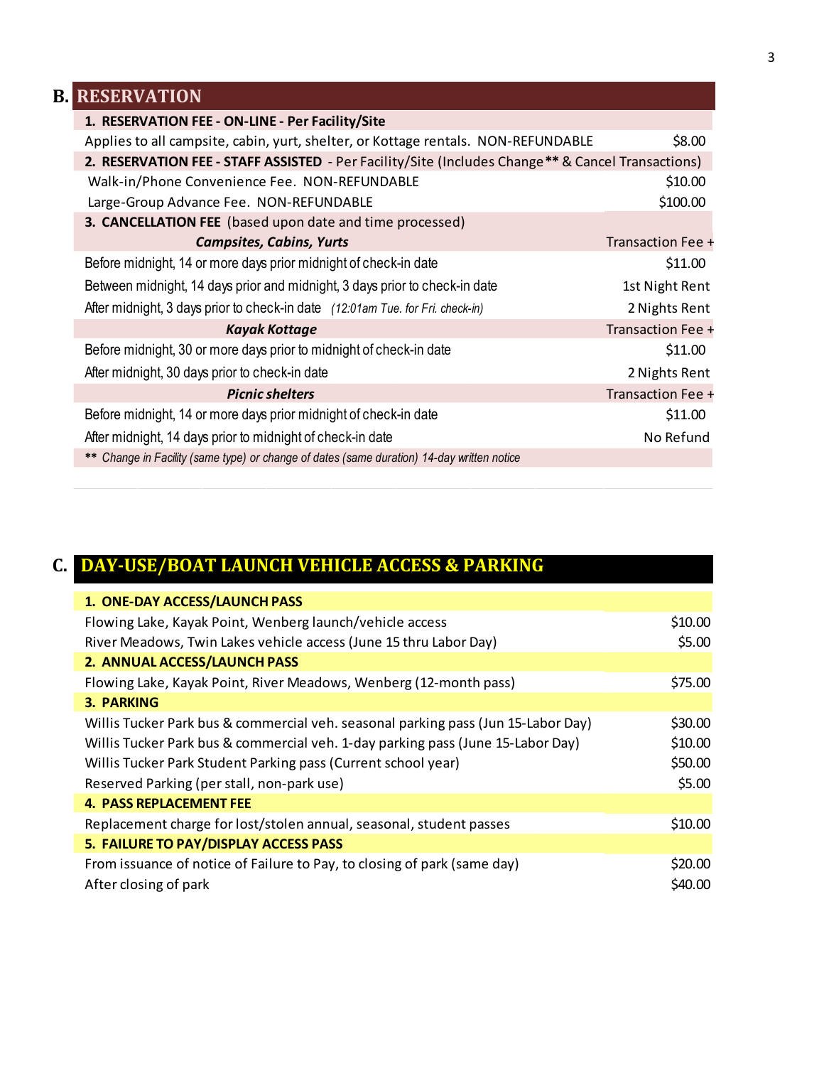## B. RESERVATION

| | |
|---|---|
| **1. RESERVATION FEE - ON-LINE - Per Facility/Site** | |
| Applies to all campsite, cabin, yurt, shelter, or Kottage rentals. NON-REFUNDABLE | $8.00 |
| **2. RESERVATION FEE - STAFF ASSISTED** - Per Facility/Site (Includes Change** & Cancel Transactions) | |
| Walk-in/Phone Convenience Fee. NON-REFUNDABLE | $10.00 |
| Large-Group Advance Fee. NON-REFUNDABLE | $100.00 |
| **3. CANCELLATION FEE** (based upon date and time processed) | |
| ***Campsites, Cabins, Yurts*** | Transaction Fee + |
| Before midnight, 14 or more days prior midnight of check-in date | $11.00 |
| Between midnight, 14 days prior and midnight, 3 days prior to check-in date | 1st Night Rent |
| After midnight, 3 days prior to check-in date *(12:01am Tue. for Fri. check-in)* | 2 Nights Rent |
| ***Kayak Kottage*** | Transaction Fee + |
| Before midnight, 30 or more days prior to midnight of check-in date | $11.00 |
| After midnight, 30 days prior to check-in date | 2 Nights Rent |
| ***Picnic shelters*** | Transaction Fee + |
| Before midnight, 14 or more days prior midnight of check-in date | $11.00 |
| After midnight, 14 days prior to midnight of check-in date | No Refund |
| ** *Change in Facility (same type) or change of dates (same duration) 14-day written notice* | |

## C. DAY-USE/BOAT LAUNCH VEHICLE ACCESS & PARKING

| | |
|---|---|
| **1. ONE-DAY ACCESS/LAUNCH PASS** | |
| Flowing Lake, Kayak Point, Wenberg launch/vehicle access | $10.00 |
| River Meadows, Twin Lakes vehicle access (June 15 thru Labor Day) | $5.00 |
| **2. ANNUAL ACCESS/LAUNCH PASS** | |
| Flowing Lake, Kayak Point, River Meadows, Wenberg (12-month pass) | $75.00 |
| **3. PARKING** | |
| Willis Tucker Park bus & commercial veh. seasonal parking pass (Jun 15-Labor Day) | $30.00 |
| Willis Tucker Park bus & commercial veh. 1-day parking pass (June 15-Labor Day) | $10.00 |
| Willis Tucker Park Student Parking pass (Current school year) | $50.00 |
| Reserved Parking (per stall, non-park use) | $5.00 |
| **4. PASS REPLACEMENT FEE** | |
| Replacement charge for lost/stolen annual, seasonal, student passes | $10.00 |
| **5. FAILURE TO PAY/DISPLAY ACCESS PASS** | |
| From issuance of notice of Failure to Pay, to closing of park (same day) | $20.00 |
| After closing of park | $40.00 |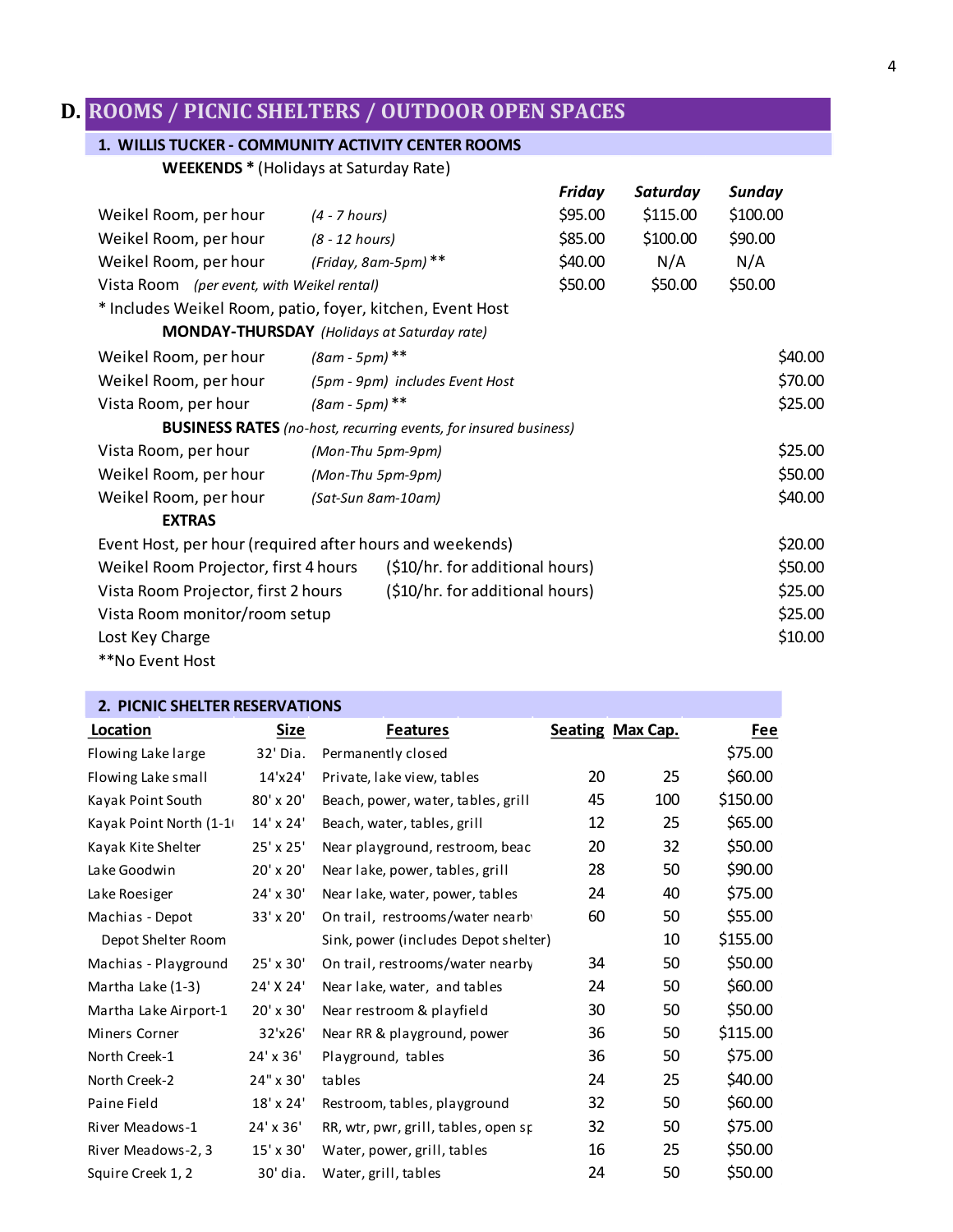# D. ROOMS / PICNIC SHELTERS / OUTDOOR OPEN SPACES

## 1. WILLIS TUCKER - COMMUNITY ACTIVITY CENTER ROOMS

**WEEKENDS *** (Holidays at Saturday Rate)

| | | ***Friday*** | ***Saturday*** | ***Sunday*** |
|---|---|---|---|---|
| Weikel Room, per hour | *(4 - 7 hours)* | $95.00 | $115.00 | $100.00 |
| Weikel Room, per hour | *(8 - 12 hours)* | $85.00 | $100.00 | $90.00 |
| Weikel Room, per hour | *(Friday, 8am-5pm)* ** | $40.00 | N/A | N/A |
| Vista Room *(per event, with Weikel rental)* | | $50.00 | $50.00 | $50.00 |

* Includes Weikel Room, patio, foyer, kitchen, Event Host

**MONDAY-THURSDAY** *(Holidays at Saturday rate)*

| | | |
|---|---|---|
| Weikel Room, per hour | *(8am - 5pm)* ** | $40.00 |
| Weikel Room, per hour | *(5pm - 9pm) includes Event Host* | $70.00 |
| Vista Room, per hour | *(8am - 5pm)* ** | $25.00 |

**BUSINESS RATES** *(no-host, recurring events, for insured business)*

| | | |
|---|---|---|
| Vista Room, per hour | *(Mon-Thu 5pm-9pm)* | $25.00 |
| Weikel Room, per hour | *(Mon-Thu 5pm-9pm)* | $50.00 |
| Weikel Room, per hour | *(Sat-Sun 8am-10am)* | $40.00 |

**EXTRAS**

| | | |
|---|---|---|
| Event Host, per hour (required after hours and weekends) | | $20.00 |
| Weikel Room Projector, first 4 hours | ($10/hr. for additional hours) | $50.00 |
| Vista Room Projector, first 2 hours | ($10/hr. for additional hours) | $25.00 |
| Vista Room monitor/room setup | | $25.00 |
| Lost Key Charge | | $10.00 |

**No Event Host

## 2. PICNIC SHELTER RESERVATIONS

| Location | Size | Features | Seating | Max Cap. | Fee |
|---|---|---|---|---|---|
| Flowing Lake large | 32' Dia. | Permanently closed | | | $75.00 |
| Flowing Lake small | 14'x24' | Private, lake view, tables | 20 | 25 | $60.00 |
| Kayak Point South | 80' x 20' | Beach, power, water, tables, grill | 45 | 100 | $150.00 |
| Kayak Point North (1-1 | 14' x 24' | Beach, water, tables, grill | 12 | 25 | $65.00 |
| Kayak Kite Shelter | 25' x 25' | Near playground, restroom, beac | 20 | 32 | $50.00 |
| Lake Goodwin | 20' x 20' | Near lake, power, tables, grill | 28 | 50 | $90.00 |
| Lake Roesiger | 24' x 30' | Near lake, water, power, tables | 24 | 40 | $75.00 |
| Machias - Depot | 33' x 20' | On trail, restrooms/water nearb | 60 | 50 | $55.00 |
| Depot Shelter Room | | Sink, power (includes Depot shelter) | | 10 | $155.00 |
| Machias - Playground | 25' x 30' | On trail, restrooms/water nearby | 34 | 50 | $50.00 |
| Martha Lake (1-3) | 24' X 24' | Near lake, water, and tables | 24 | 50 | $60.00 |
| Martha Lake Airport-1 | 20' x 30' | Near restroom & playfield | 30 | 50 | $50.00 |
| Miners Corner | 32'x26' | Near RR & playground, power | 36 | 50 | $115.00 |
| North Creek-1 | 24' x 36' | Playground, tables | 36 | 50 | $75.00 |
| North Creek-2 | 24" x 30' | tables | 24 | 25 | $40.00 |
| Paine Field | 18' x 24' | Restroom, tables, playground | 32 | 50 | $60.00 |
| River Meadows-1 | 24' x 36' | RR, wtr, pwr, grill, tables, open sp | 32 | 50 | $75.00 |
| River Meadows-2, 3 | 15' x 30' | Water, power, grill, tables | 16 | 25 | $50.00 |
| Squire Creek 1, 2 | 30' dia. | Water, grill, tables | 24 | 50 | $50.00 |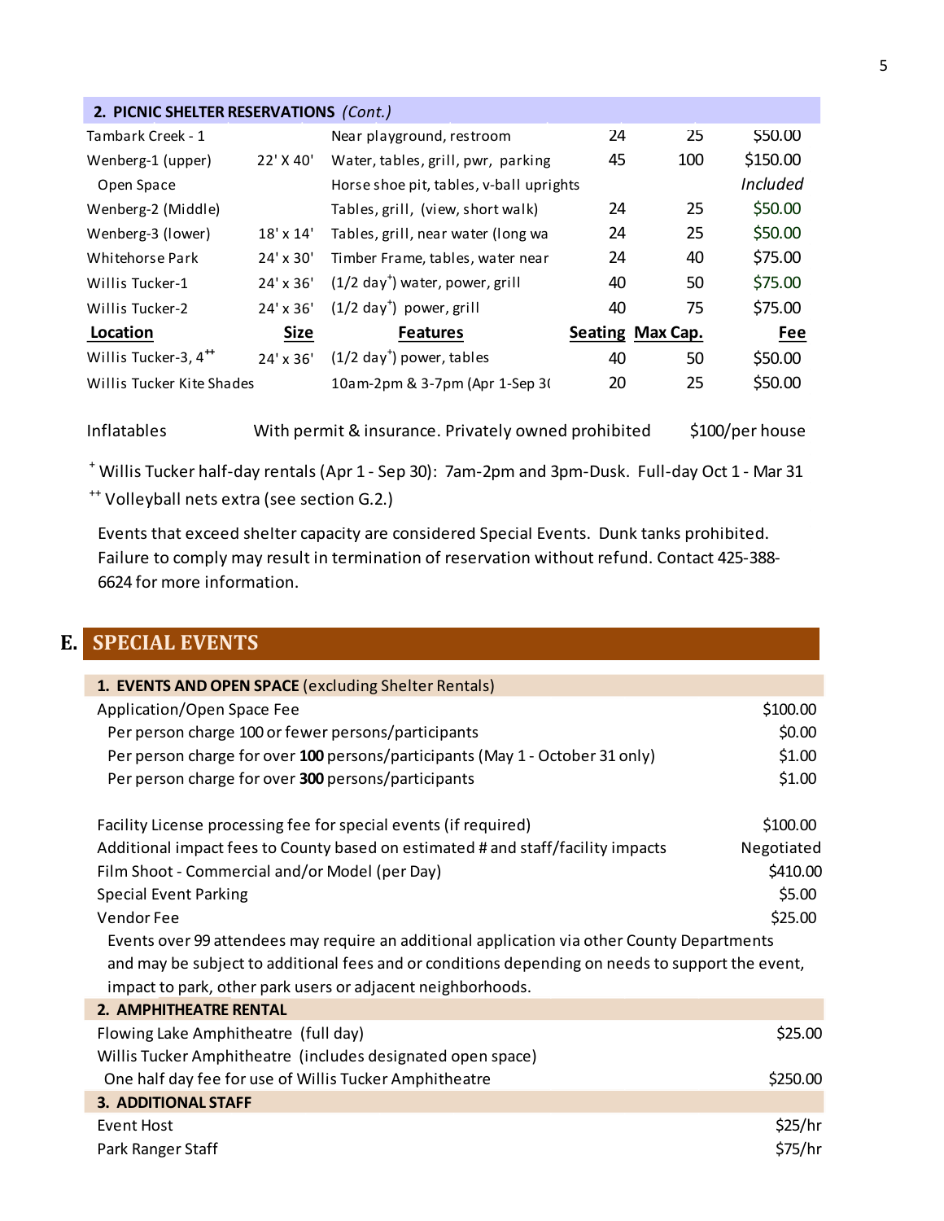## 2. PICNIC SHELTER RESERVATIONS *(Cont.)*

| Location | Size | Features | Seating | Max Cap. | Fee |
|---|---|---|---|---|---|
| Tambark Creek - 1 | | Near playground, restroom | 24 | 25 | $50.00 |
| Wenberg-1 (upper) | 22' X 40' | Water, tables, grill, pwr, parking | 45 | 100 | $150.00 |
| Open Space | | Horse shoe pit, tables, v-ball uprights | | | *Included* |
| Wenberg-2 (Middle) | | Tables, grill, (view, short walk) | 24 | 25 | $50.00 |
| Wenberg-3 (lower) | 18' x 14' | Tables, grill, near water (long wa | 24 | 25 | $50.00 |
| Whitehorse Park | 24' x 30' | Timber Frame, tables, water near | 24 | 40 | $75.00 |
| Willis Tucker-1 | 24' x 36' | (1/2 day+) water, power, grill | 40 | 50 | $75.00 |
| Willis Tucker-2 | 24' x 36' | (1/2 day+) power, grill | 40 | 75 | $75.00 |
| **Location** | **Size** | **Features** | **Seating** | **Max Cap.** | **Fee** |
| Willis Tucker-3, 4++ | 24' x 36' | (1/2 day+) power, tables | 40 | 50 | $50.00 |
| Willis Tucker Kite Shades | | 10am-2pm & 3-7pm (Apr 1-Sep 3( | 20 | 25 | $50.00 |

Inflatables — With permit & insurance. Privately owned prohibited — $100/per house

+ Willis Tucker half-day rentals (Apr 1 - Sep 30): 7am-2pm and 3pm-Dusk. Full-day Oct 1 - Mar 31

++ Volleyball nets extra (see section G.2.)

Events that exceed shelter capacity are considered Special Events. Dunk tanks prohibited. Failure to comply may result in termination of reservation without refund. Contact 425-388-6624 for more information.

# E. SPECIAL EVENTS

## 1. EVENTS AND OPEN SPACE (excluding Shelter Rentals)

| Item | Fee |
|---|---|
| Application/Open Space Fee | $100.00 |
| Per person charge 100 or fewer persons/participants | $0.00 |
| Per person charge for over **100** persons/participants (May 1 - October 31 only) | $1.00 |
| Per person charge for over **300** persons/participants | $1.00 |
| Facility License processing fee for special events (if required) | $100.00 |
| Additional impact fees to County based on estimated # and staff/facility impacts | Negotiated |
| Film Shoot - Commercial and/or Model (per Day) | $410.00 |
| Special Event Parking | $5.00 |
| Vendor Fee | $25.00 |

Events over 99 attendees may require an additional application via other County Departments and may be subject to additional fees and or conditions depending on needs to support the event, impact to park, other park users or adjacent neighborhoods.

## 2. AMPHITHEATRE RENTAL

| Item | Fee |
|---|---|
| Flowing Lake Amphitheatre (full day) | $25.00 |
| Willis Tucker Amphitheatre (includes designated open space) | |
| One half day fee for use of Willis Tucker Amphitheatre | $250.00 |

## 3. ADDITIONAL STAFF

| Item | Fee |
|---|---|
| Event Host | $25/hr |
| Park Ranger Staff | $75/hr |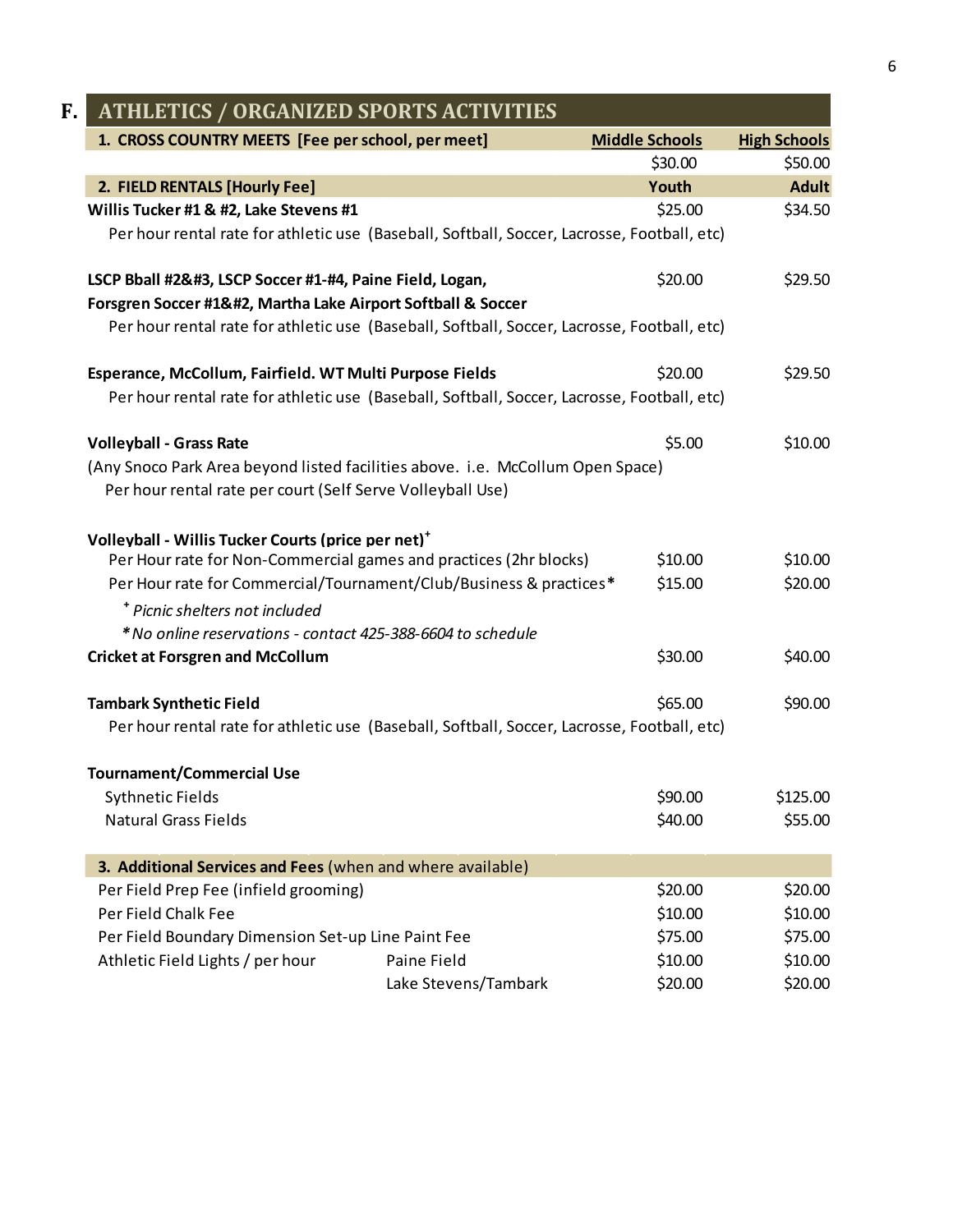## F. ATHLETICS / ORGANIZED SPORTS ACTIVITIES

| 1. CROSS COUNTRY MEETS [Fee per school, per meet] | Middle Schools | High Schools |
|---|---|---|
| | $30.00 | $50.00 |

| 2. FIELD RENTALS [Hourly Fee] | Youth | Adult |
|---|---|---|
| **Willis Tucker #1 & #2, Lake Stevens #1** | $25.00 | $34.50 |
| Per hour rental rate for athletic use (Baseball, Softball, Soccer, Lacrosse, Football, etc) | | |
| **LSCP Bball #2&#3, LSCP Soccer #1-#4, Paine Field, Logan, Forsgren Soccer #1&#2, Martha Lake Airport Softball & Soccer** | $20.00 | $29.50 |
| Per hour rental rate for athletic use (Baseball, Softball, Soccer, Lacrosse, Football, etc) | | |
| **Esperance, McCollum, Fairfield. WT Multi Purpose Fields** | $20.00 | $29.50 |
| Per hour rental rate for athletic use (Baseball, Softball, Soccer, Lacrosse, Football, etc) | | |
| **Volleyball - Grass Rate** | $5.00 | $10.00 |
| (Any Snoco Park Area beyond listed facilities above. i.e. McCollum Open Space) Per hour rental rate per court (Self Serve Volleyball Use) | | |
| **Volleyball - Willis Tucker Courts (price per net)+** | | |
| Per Hour rate for Non-Commercial games and practices (2hr blocks) | $10.00 | $10.00 |
| Per Hour rate for Commercial/Tournament/Club/Business & practices* | $15.00 | $20.00 |
| *+ Picnic shelters not included* | | |
| *\*No online reservations - contact 425-388-6604 to schedule* | | |
| **Cricket at Forsgren and McCollum** | $30.00 | $40.00 |
| **Tambark Synthetic Field** | $65.00 | $90.00 |
| Per hour rental rate for athletic use (Baseball, Softball, Soccer, Lacrosse, Football, etc) | | |
| **Tournament/Commercial Use** | | |
| Sythnetic Fields | $90.00 | $125.00 |
| Natural Grass Fields | $40.00 | $55.00 |

| 3. Additional Services and Fees (when and where available) | | |
|---|---|---|
| Per Field Prep Fee (infield grooming) | $20.00 | $20.00 |
| Per Field Chalk Fee | $10.00 | $10.00 |
| Per Field Boundary Dimension Set-up Line Paint Fee | $75.00 | $75.00 |
| Athletic Field Lights / per hour — Paine Field | $10.00 | $10.00 |
| Athletic Field Lights / per hour — Lake Stevens/Tambark | $20.00 | $20.00 |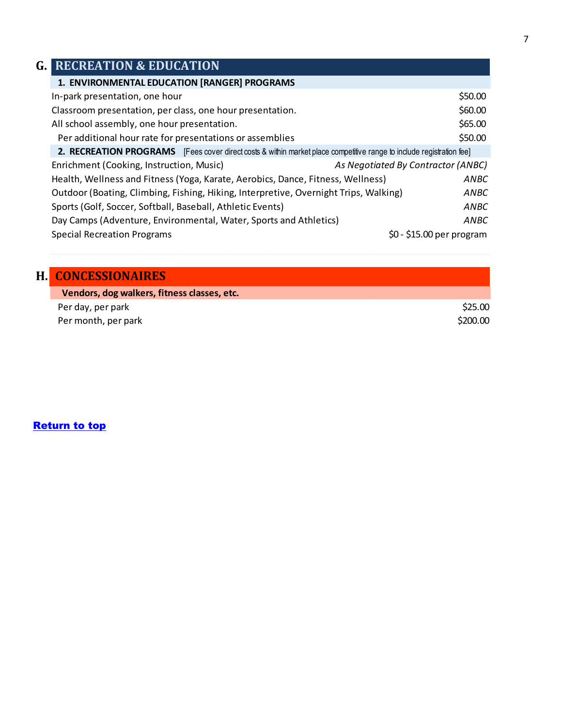## G. RECREATION & EDUCATION

| | |
|---|---|
| **1. ENVIRONMENTAL EDUCATION [RANGER] PROGRAMS** | |
| In-park presentation, one hour | $50.00 |
| Classroom presentation, per class, one hour presentation. | $60.00 |
| All school assembly, one hour presentation. | $65.00 |
| Per additional hour rate for presentations or assemblies | $50.00 |
| **2. RECREATION PROGRAMS** [Fees cover direct costs & within market place competitive range to include registration fee] | |
| Enrichment (Cooking, Instruction, Music) | *As Negotiated By Contractor (ANBC)* |
| Health, Wellness and Fitness (Yoga, Karate, Aerobics, Dance, Fitness, Wellness) | *ANBC* |
| Outdoor (Boating, Climbing, Fishing, Hiking, Interpretive, Overnight Trips, Walking) | *ANBC* |
| Sports (Golf, Soccer, Softball, Baseball, Athletic Events) | *ANBC* |
| Day Camps (Adventure, Environmental, Water, Sports and Athletics) | *ANBC* |
| Special Recreation Programs | $0 - $15.00 per program |

## H. CONCESSIONAIRES

| | |
|---|---|
| **Vendors, dog walkers, fitness classes, etc.** | |
| Per day, per park | $25.00 |
| Per month, per park | $200.00 |

**Return to top**